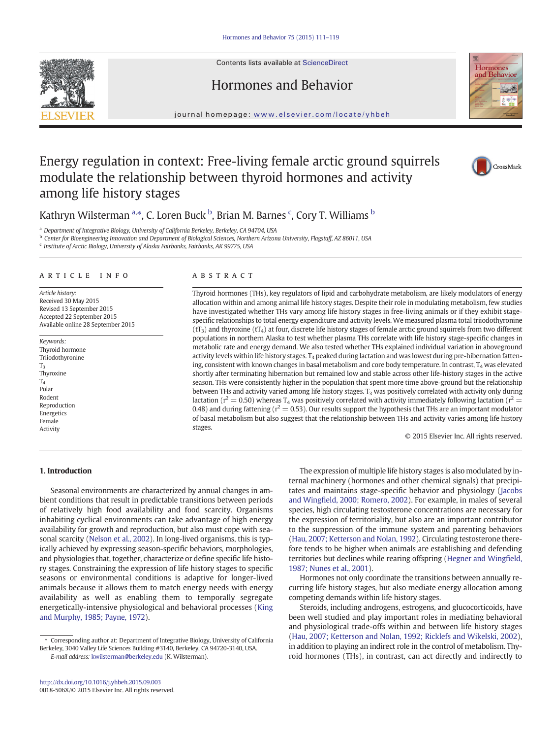Contents lists available at ScienceDirect

Hormones and Behavior

journal homepage: www.elsevier.com/locate/yhbeh

# Energy regulation in context: Free-living female arctic ground squirrels modulate the relationship between thyroid hormones and activity among life history stages

Kathryn Wilsterman [a,*], C. Loren Buck [b], Brian M. Barnes [c], Cory T. Williams [b]

[a] Department of Integrative Biology, University of California Berkeley, Berkeley, CA 94704, USA
[b] Center for Bioengineering Innovation and Department of Biological Sciences, Northern Arizona University, Flagstaff, AZ 86011, USA
[c] Institute of Arctic Biology, University of Alaska Fairbanks, Fairbanks, AK 99775, USA

## ARTICLE INFO

*Article history:*
Received 30 May 2015
Revised 13 September 2015
Accepted 22 September 2015
Available online 28 September 2015

*Keywords:*
Thyroid hormone
Triiodothyronine
$T_3$
Thyroxine
$T_4$
Polar
Rodent
Reproduction
Energetics
Female
Activity

## ABSTRACT

Thyroid hormones (THs), key regulators of lipid and carbohydrate metabolism, are likely modulators of energy allocation within and among animal life history stages. Despite their role in modulating metabolism, few studies have investigated whether THs vary among life history stages in free-living animals or if they exhibit stage-specific relationships to total energy expenditure and activity levels. We measured plasma total triiodothyronine ($tT_3$) and thyroxine ($tT_4$) at four, discrete life history stages of female arctic ground squirrels from two different populations in northern Alaska to test whether plasma THs correlate with life history stage-specific changes in metabolic rate and energy demand. We also tested whether THs explained individual variation in aboveground activity levels within life history stages. $T_3$ peaked during lactation and was lowest during pre-hibernation fattening, consistent with known changes in basal metabolism and core body temperature. In contrast, $T_4$ was elevated shortly after terminating hibernation but remained low and stable across other life-history stages in the active season. THs were consistently higher in the population that spent more time above-ground but the relationship between THs and activity varied among life history stages. $T_3$ was positively correlated with activity only during lactation ($r^2 = 0.50$) whereas $T_4$ was positively correlated with activity immediately following lactation ($r^2 = 0.48$) and during fattening ($r^2 = 0.53$). Our results support the hypothesis that THs are an important modulator of basal metabolism but also suggest that the relationship between THs and activity varies among life history stages.

© 2015 Elsevier Inc. All rights reserved.

## 1. Introduction

Seasonal environments are characterized by annual changes in ambient conditions that result in predictable transitions between periods of relatively high food availability and food scarcity. Organisms inhabiting cyclical environments can take advantage of high energy availability for growth and reproduction, but also must cope with seasonal scarcity (Nelson et al., 2002). In long-lived organisms, this is typically achieved by expressing season-specific behaviors, morphologies, and physiologies that, together, characterize or define specific life history stages. Constraining the expression of life history stages to specific seasons or environmental conditions is adaptive for longer-lived animals because it allows them to match energy needs with energy availability as well as enabling them to temporally segregate energetically-intensive physiological and behavioral processes (King and Murphy, 1985; Payne, 1972).

The expression of multiple life history stages is also modulated by internal machinery (hormones and other chemical signals) that precipitates and maintains stage-specific behavior and physiology (Jacobs and Wingfield, 2000; Romero, 2002). For example, in males of several species, high circulating testosterone concentrations are necessary for the expression of territoriality, but also are an important contributor to the suppression of the immune system and parenting behaviors (Hau, 2007; Ketterson and Nolan, 1992). Circulating testosterone therefore tends to be higher when animals are establishing and defending territories but declines while rearing offspring (Hegner and Wingfield, 1987; Nunes et al., 2001).

Hormones not only coordinate the transitions between annually recurring life history stages, but also mediate energy allocation among competing demands within life history stages.

Steroids, including androgens, estrogens, and glucocorticoids, have been well studied and play important roles in mediating behavioral and physiological trade-offs within and between life history stages (Hau, 2007; Ketterson and Nolan, 1992; Ricklefs and Wikelski, 2002), in addition to playing an indirect role in the control of metabolism. Thyroid hormones (THs), in contrast, can act directly and indirectly to

* Corresponding author at: Department of Integrative Biology, University of California Berkeley, 3040 Valley Life Sciences Building #3140, Berkeley, CA 94720-3140, USA.
E-mail address: kwilsterman@berkeley.edu (K. Wilsterman).

http://dx.doi.org/10.1016/j.yhbeh.2015.09.003
0018-506X/© 2015 Elsevier Inc. All rights reserved.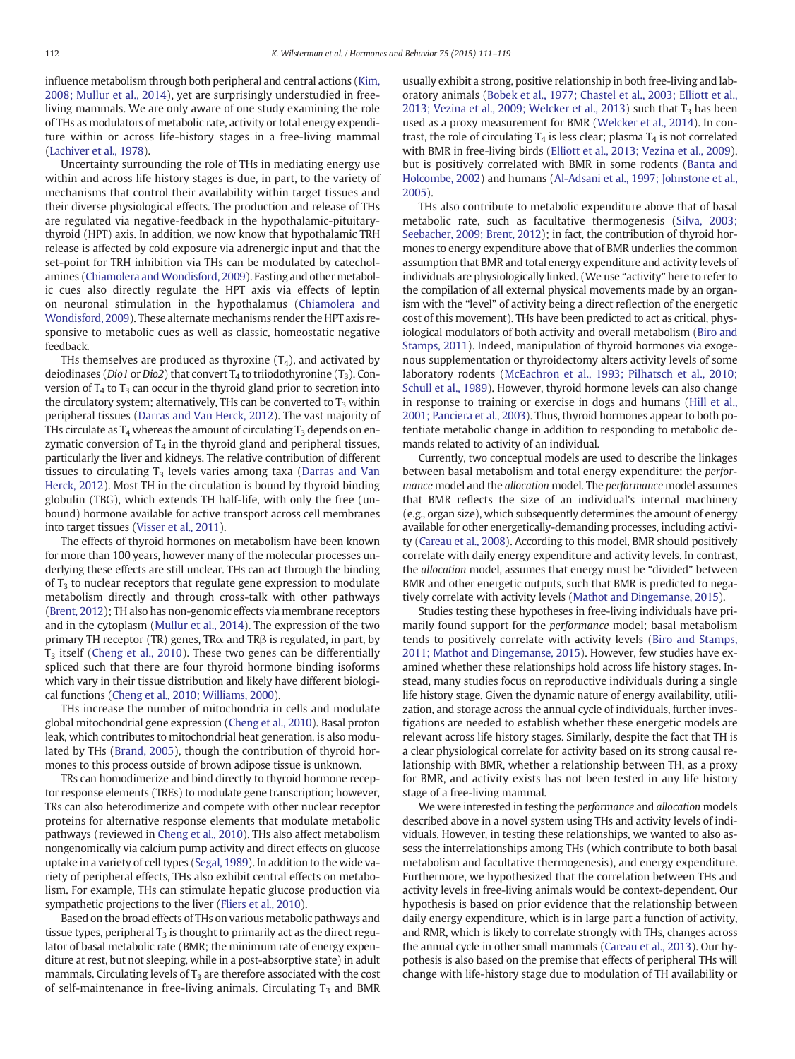influence metabolism through both peripheral and central actions (Kim, 2008; Mullur et al., 2014), yet are surprisingly understudied in free-living mammals. We are only aware of one study examining the role of THs as modulators of metabolic rate, activity or total energy expenditure within or across life-history stages in a free-living mammal (Lachiver et al., 1978).

Uncertainty surrounding the role of THs in mediating energy use within and across life history stages is due, in part, to the variety of mechanisms that control their availability within target tissues and their diverse physiological effects. The production and release of THs are regulated via negative-feedback in the hypothalamic-pituitary-thyroid (HPT) axis. In addition, we now know that hypothalamic TRH release is affected by cold exposure via adrenergic input and that the set-point for TRH inhibition via THs can be modulated by catecholamines (Chiamolera and Wondisford, 2009). Fasting and other metabolic cues also directly regulate the HPT axis via effects of leptin on neuronal stimulation in the hypothalamus (Chiamolera and Wondisford, 2009). These alternate mechanisms render the HPT axis responsive to metabolic cues as well as classic, homeostatic negative feedback.

THs themselves are produced as thyroxine ($T_4$), and activated by deiodinases (*Dio1* or *Dio2*) that convert $T_4$ to triiodothyronine ($T_3$). Conversion of $T_4$ to $T_3$ can occur in the thyroid gland prior to secretion into the circulatory system; alternatively, THs can be converted to $T_3$ within peripheral tissues (Darras and Van Herck, 2012). The vast majority of THs circulate as $T_4$ whereas the amount of circulating $T_3$ depends on enzymatic conversion of $T_4$ in the thyroid gland and peripheral tissues, particularly the liver and kidneys. The relative contribution of different tissues to circulating $T_3$ levels varies among taxa (Darras and Van Herck, 2012). Most TH in the circulation is bound by thyroid binding globulin (TBG), which extends TH half-life, with only the free (unbound) hormone available for active transport across cell membranes into target tissues (Visser et al., 2011).

The effects of thyroid hormones on metabolism have been known for more than 100 years, however many of the molecular processes underlying these effects are still unclear. THs can act through the binding of $T_3$ to nuclear receptors that regulate gene expression to modulate metabolism directly and through cross-talk with other pathways (Brent, 2012); TH also has non-genomic effects via membrane receptors and in the cytoplasm (Mullur et al., 2014). The expression of the two primary TH receptor (TR) genes, TRα and TRβ is regulated, in part, by $T_3$ itself (Cheng et al., 2010). These two genes can be differentially spliced such that there are four thyroid hormone binding isoforms which vary in their tissue distribution and likely have different biological functions (Cheng et al., 2010; Williams, 2000).

THs increase the number of mitochondria in cells and modulate global mitochondrial gene expression (Cheng et al., 2010). Basal proton leak, which contributes to mitochondrial heat generation, is also modulated by THs (Brand, 2005), though the contribution of thyroid hormones to this process outside of brown adipose tissue is unknown.

TRs can homodimerize and bind directly to thyroid hormone receptor response elements (TREs) to modulate gene transcription; however, TRs can also heterodimerize and compete with other nuclear receptor proteins for alternative response elements that modulate metabolic pathways (reviewed in Cheng et al., 2010). THs also affect metabolism nongenomically via calcium pump activity and direct effects on glucose uptake in a variety of cell types (Segal, 1989). In addition to the wide variety of peripheral effects, THs also exhibit central effects on metabolism. For example, THs can stimulate hepatic glucose production via sympathetic projections to the liver (Fliers et al., 2010).

Based on the broad effects of THs on various metabolic pathways and tissue types, peripheral $T_3$ is thought to primarily act as the direct regulator of basal metabolic rate (BMR; the minimum rate of energy expenditure at rest, but not sleeping, while in a post-absorptive state) in adult mammals. Circulating levels of $T_3$ are therefore associated with the cost of self-maintenance in free-living animals. Circulating $T_3$ and BMR usually exhibit a strong, positive relationship in both free-living and laboratory animals (Bobek et al., 1977; Chastel et al., 2003; Elliott et al., 2013; Vezina et al., 2009; Welcker et al., 2013) such that $T_3$ has been used as a proxy measurement for BMR (Welcker et al., 2014). In contrast, the role of circulating $T_4$ is less clear; plasma $T_4$ is not correlated with BMR in free-living birds (Elliott et al., 2013; Vezina et al., 2009), but is positively correlated with BMR in some rodents (Banta and Holcombe, 2002) and humans (Al-Adsani et al., 1997; Johnstone et al., 2005).

THs also contribute to metabolic expenditure above that of basal metabolic rate, such as facultative thermogenesis (Silva, 2003; Seebacher, 2009; Brent, 2012); in fact, the contribution of thyroid hormones to energy expenditure above that of BMR underlies the common assumption that BMR and total energy expenditure and activity levels of individuals are physiologically linked. (We use "activity" here to refer to the compilation of all external physical movements made by an organism with the "level" of activity being a direct reflection of the energetic cost of this movement). THs have been predicted to act as critical, physiological modulators of both activity and overall metabolism (Biro and Stamps, 2011). Indeed, manipulation of thyroid hormones via exogenous supplementation or thyroidectomy alters activity levels of some laboratory rodents (McEachron et al., 1993; Pilhatsch et al., 2010; Schull et al., 1989). However, thyroid hormone levels can also change in response to training or exercise in dogs and humans (Hill et al., 2001; Panciera et al., 2003). Thus, thyroid hormones appear to both potentiate metabolic change in addition to responding to metabolic demands related to activity of an individual.

Currently, two conceptual models are used to describe the linkages between basal metabolism and total energy expenditure: the *performance* model and the *allocation* model. The *performance* model assumes that BMR reflects the size of an individual's internal machinery (e.g., organ size), which subsequently determines the amount of energy available for other energetically-demanding processes, including activity (Careau et al., 2008). According to this model, BMR should positively correlate with daily energy expenditure and activity levels. In contrast, the *allocation* model, assumes that energy must be "divided" between BMR and other energetic outputs, such that BMR is predicted to negatively correlate with activity levels (Mathot and Dingemanse, 2015).

Studies testing these hypotheses in free-living individuals have primarily found support for the *performance* model; basal metabolism tends to positively correlate with activity levels (Biro and Stamps, 2011; Mathot and Dingemanse, 2015). However, few studies have examined whether these relationships hold across life history stages. Instead, many studies focus on reproductive individuals during a single life history stage. Given the dynamic nature of energy availability, utilization, and storage across the annual cycle of individuals, further investigations are needed to establish whether these energetic models are relevant across life history stages. Similarly, despite the fact that TH is a clear physiological correlate for activity based on its strong causal relationship with BMR, whether a relationship between TH, as a proxy for BMR, and activity exists has not been tested in any life history stage of a free-living mammal.

We were interested in testing the *performance* and *allocation* models described above in a novel system using THs and activity levels of individuals. However, in testing these relationships, we wanted to also assess the interrelationships among THs (which contribute to both basal metabolism and facultative thermogenesis), and energy expenditure. Furthermore, we hypothesized that the correlation between THs and activity levels in free-living animals would be context-dependent. Our hypothesis is based on prior evidence that the relationship between daily energy expenditure, which is in large part a function of activity, and RMR, which is likely to correlate strongly with THs, changes across the annual cycle in other small mammals (Careau et al., 2013). Our hypothesis is also based on the premise that effects of peripheral THs will change with life-history stage due to modulation of TH availability or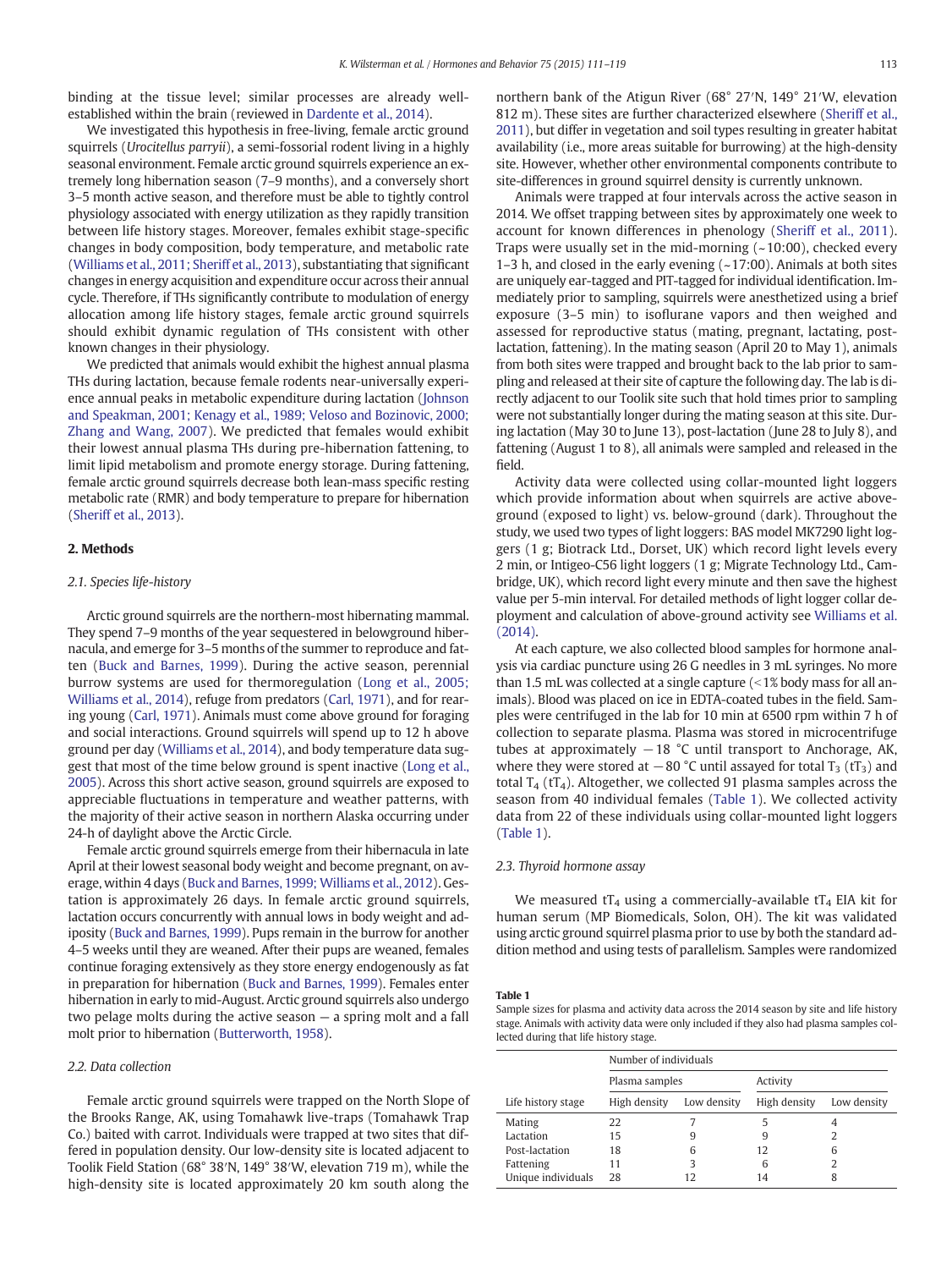binding at the tissue level; similar processes are already well-established within the brain (reviewed in Dardente et al., 2014).

We investigated this hypothesis in free-living, female arctic ground squirrels (*Urocitellus parryii*), a semi-fossorial rodent living in a highly seasonal environment. Female arctic ground squirrels experience an extremely long hibernation season (7–9 months), and a conversely short 3–5 month active season, and therefore must be able to tightly control physiology associated with energy utilization as they rapidly transition between life history stages. Moreover, females exhibit stage-specific changes in body composition, body temperature, and metabolic rate (Williams et al., 2011; Sheriff et al., 2013), substantiating that significant changes in energy acquisition and expenditure occur across their annual cycle. Therefore, if THs significantly contribute to modulation of energy allocation among life history stages, female arctic ground squirrels should exhibit dynamic regulation of THs consistent with other known changes in their physiology.

We predicted that animals would exhibit the highest annual plasma THs during lactation, because female rodents near-universally experience annual peaks in metabolic expenditure during lactation (Johnson and Speakman, 2001; Kenagy et al., 1989; Veloso and Bozinovic, 2000; Zhang and Wang, 2007). We predicted that females would exhibit their lowest annual plasma THs during pre-hibernation fattening, to limit lipid metabolism and promote energy storage. During fattening, female arctic ground squirrels decrease both lean-mass specific resting metabolic rate (RMR) and body temperature to prepare for hibernation (Sheriff et al., 2013).

## 2. Methods

### 2.1. Species life-history

Arctic ground squirrels are the northern-most hibernating mammal. They spend 7–9 months of the year sequestered in belowground hibernacula, and emerge for 3–5 months of the summer to reproduce and fatten (Buck and Barnes, 1999). During the active season, perennial burrow systems are used for thermoregulation (Long et al., 2005; Williams et al., 2014), refuge from predators (Carl, 1971), and for rearing young (Carl, 1971). Animals must come above ground for foraging and social interactions. Ground squirrels will spend up to 12 h above ground per day (Williams et al., 2014), and body temperature data suggest that most of the time below ground is spent inactive (Long et al., 2005). Across this short active season, ground squirrels are exposed to appreciable fluctuations in temperature and weather patterns, with the majority of their active season in northern Alaska occurring under 24-h of daylight above the Arctic Circle.

Female arctic ground squirrels emerge from their hibernacula in late April at their lowest seasonal body weight and become pregnant, on average, within 4 days (Buck and Barnes, 1999; Williams et al., 2012). Gestation is approximately 26 days. In female arctic ground squirrels, lactation occurs concurrently with annual lows in body weight and adiposity (Buck and Barnes, 1999). Pups remain in the burrow for another 4–5 weeks until they are weaned. After their pups are weaned, females continue foraging extensively as they store energy endogenously as fat in preparation for hibernation (Buck and Barnes, 1999). Females enter hibernation in early to mid-August. Arctic ground squirrels also undergo two pelage molts during the active season — a spring molt and a fall molt prior to hibernation (Butterworth, 1958).

### 2.2. Data collection

Female arctic ground squirrels were trapped on the North Slope of the Brooks Range, AK, using Tomahawk live-traps (Tomahawk Trap Co.) baited with carrot. Individuals were trapped at two sites that differed in population density. Our low-density site is located adjacent to Toolik Field Station (68° 38′N, 149° 38′W, elevation 719 m), while the high-density site is located approximately 20 km south along the northern bank of the Atigun River (68° 27′N, 149° 21′W, elevation 812 m). These sites are further characterized elsewhere (Sheriff et al., 2011), but differ in vegetation and soil types resulting in greater habitat availability (i.e., more areas suitable for burrowing) at the high-density site. However, whether other environmental components contribute to site-differences in ground squirrel density is currently unknown.

Animals were trapped at four intervals across the active season in 2014. We offset trapping between sites by approximately one week to account for known differences in phenology (Sheriff et al., 2011). Traps were usually set in the mid-morning (~10:00), checked every 1–3 h, and closed in the early evening (~17:00). Animals at both sites are uniquely ear-tagged and PIT-tagged for individual identification. Immediately prior to sampling, squirrels were anesthetized using a brief exposure (3–5 min) to isoflurane vapors and then weighed and assessed for reproductive status (mating, pregnant, lactating, post-lactation, fattening). In the mating season (April 20 to May 1), animals from both sites were trapped and brought back to the lab prior to sampling and released at their site of capture the following day. The lab is directly adjacent to our Toolik site such that hold times prior to sampling were not substantially longer during the mating season at this site. During lactation (May 30 to June 13), post-lactation (June 28 to July 8), and fattening (August 1 to 8), all animals were sampled and released in the field.

Activity data were collected using collar-mounted light loggers which provide information about when squirrels are active above-ground (exposed to light) vs. below-ground (dark). Throughout the study, we used two types of light loggers: BAS model MK7290 light loggers (1 g; Biotrack Ltd., Dorset, UK) which record light levels every 2 min, or Intigeo-C56 light loggers (1 g; Migrate Technology Ltd., Cambridge, UK), which record light every minute and then save the highest value per 5-min interval. For detailed methods of light logger collar deployment and calculation of above-ground activity see Williams et al. (2014).

At each capture, we also collected blood samples for hormone analysis via cardiac puncture using 26 G needles in 3 mL syringes. No more than 1.5 mL was collected at a single capture (<1% body mass for all animals). Blood was placed on ice in EDTA-coated tubes in the field. Samples were centrifuged in the lab for 10 min at 6500 rpm within 7 h of collection to separate plasma. Plasma was stored in microcentrifuge tubes at approximately −18 °C until transport to Anchorage, AK, where they were stored at −80 °C until assayed for total $T_3$ ($tT_3$) and total $T_4$ ($tT_4$). Altogether, we collected 91 plasma samples across the season from 40 individual females (Table 1). We collected activity data from 22 of these individuals using collar-mounted light loggers (Table 1).

### 2.3. Thyroid hormone assay

We measured $tT_4$ using a commercially-available $tT_4$ EIA kit for human serum (MP Biomedicals, Solon, OH). The kit was validated using arctic ground squirrel plasma prior to use by both the standard addition method and using tests of parallelism. Samples were randomized

**Table 1**
Sample sizes for plasma and activity data across the 2014 season by site and life history stage. Animals with activity data were only included if they also had plasma samples collected during that life history stage.

| | Number of individuals | | | |
|---|---|---|---|---|
| | Plasma samples | | Activity | |
| Life history stage | High density | Low density | High density | Low density |
| Mating | 22 | 7 | 5 | 4 |
| Lactation | 15 | 9 | 9 | 2 |
| Post-lactation | 18 | 6 | 12 | 6 |
| Fattening | 11 | 3 | 6 | 2 |
| Unique individuals | 28 | 12 | 14 | 8 |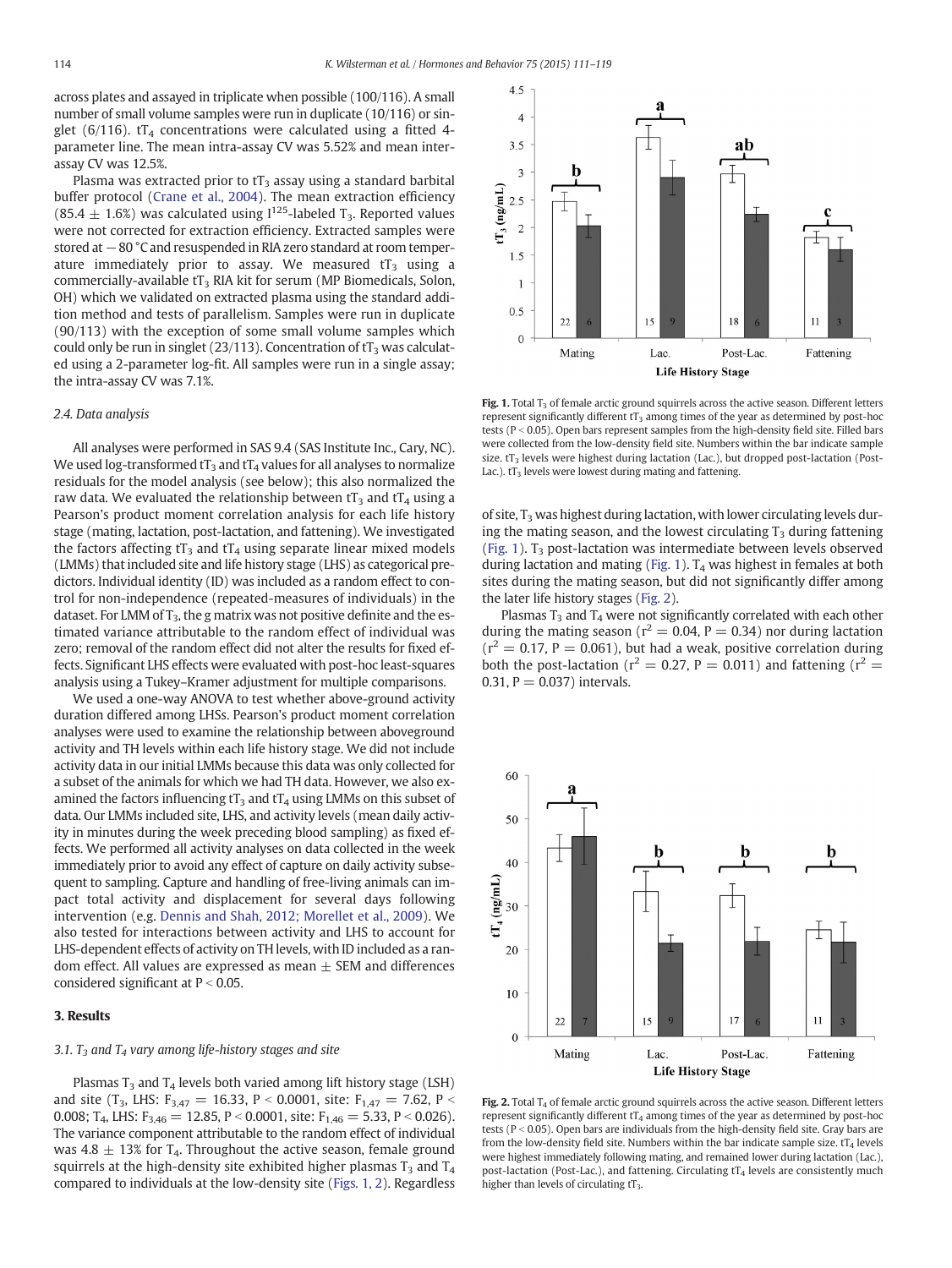across plates and assayed in triplicate when possible (100/116). A small number of small volume samples were run in duplicate (10/116) or singlet (6/116). $tT_4$ concentrations were calculated using a fitted 4-parameter line. The mean intra-assay CV was 5.52% and mean inter-assay CV was 12.5%.

Plasma was extracted prior to $tT_3$ assay using a standard barbital buffer protocol (Crane et al., 2004). The mean extraction efficiency (85.4 ± 1.6%) was calculated using $I^{125}$-labeled $T_3$. Reported values were not corrected for extraction efficiency. Extracted samples were stored at −80 °C and resuspended in RIA zero standard at room temperature immediately prior to assay. We measured $tT_3$ using a commercially-available $tT_3$ RIA kit for serum (MP Biomedicals, Solon, OH) which we validated on extracted plasma using the standard addition method and tests of parallelism. Samples were run in duplicate (90/113) with the exception of some small volume samples which could only be run in singlet (23/113). Concentration of $tT_3$ was calculated using a 2-parameter log-fit. All samples were run in a single assay; the intra-assay CV was 7.1%.

### 2.4. Data analysis

All analyses were performed in SAS 9.4 (SAS Institute Inc., Cary, NC). We used log-transformed $tT_3$ and $tT_4$ values for all analyses to normalize residuals for the model analysis (see below); this also normalized the raw data. We evaluated the relationship between $tT_3$ and $tT_4$ using a Pearson's product moment correlation analysis for each life history stage (mating, lactation, post-lactation, and fattening). We investigated the factors affecting $tT_3$ and $tT_4$ using separate linear mixed models (LMMs) that included site and life history stage (LHS) as categorical predictors. Individual identity (ID) was included as a random effect to control for non-independence (repeated-measures of individuals) in the dataset. For LMM of $T_3$, the g matrix was not positive definite and the estimated variance attributable to the random effect of individual was zero; removal of the random effect did not alter the results for fixed effects. Significant LHS effects were evaluated with post-hoc least-squares analysis using a Tukey–Kramer adjustment for multiple comparisons.

We used a one-way ANOVA to test whether above-ground activity duration differed among LHSs. Pearson's product moment correlation analyses were used to examine the relationship between aboveground activity and TH levels within each life history stage. We did not include activity data in our initial LMMs because this data was only collected for a subset of the animals for which we had TH data. However, we also examined the factors influencing $tT_3$ and $tT_4$ using LMMs on this subset of data. Our LMMs included site, LHS, and activity levels (mean daily activity in minutes during the week preceding blood sampling) as fixed effects. We performed all activity analyses on data collected in the week immediately prior to avoid any effect of capture on daily activity subsequent to sampling. Capture and handling of free-living animals can impact total activity and displacement for several days following intervention (e.g. Dennis and Shah, 2012; Morellet et al., 2009). We also tested for interactions between activity and LHS to account for LHS-dependent effects of activity on TH levels, with ID included as a random effect. All values are expressed as mean ± SEM and differences considered significant at $P < 0.05$.

## 3. Results

### 3.1. $T_3$ and $T_4$ vary among life-history stages and site

Plasmas $T_3$ and $T_4$ levels both varied among lift history stage (LSH) and site ($T_3$, LHS: $F_{3,47} = 16.33$, $P < 0.0001$, site: $F_{1,47} = 7.62$, $P < 0.008$; $T_4$, LHS: $F_{3,46} = 12.85$, $P < 0.0001$, site: $F_{1,46} = 5.33$, $P < 0.026$). The variance component attributable to the random effect of individual was 4.8 ± 13% for $T_4$. Throughout the active season, female ground squirrels at the high-density site exhibited higher plasmas $T_3$ and $T_4$ compared to individuals at the low-density site (Figs. 1, 2). Regardless of site, $T_3$ was highest during lactation, with lower circulating levels during the mating season, and the lowest circulating $T_3$ during fattening (Fig. 1). $T_3$ post-lactation was intermediate between levels observed during lactation and mating (Fig. 1). $T_4$ was highest in females at both sites during the mating season, but did not significantly differ among the later life history stages (Fig. 2).

Plasmas $T_3$ and $T_4$ were not significantly correlated with each other during the mating season ($r^2 = 0.04$, $P = 0.34$) nor during lactation ($r^2 = 0.17$, $P = 0.061$), but had a weak, positive correlation during both the post-lactation ($r^2 = 0.27$, $P = 0.011$) and fattening ($r^2 = 0.31$, $P = 0.037$) intervals.

**Fig. 1.** Total $T_3$ of female arctic ground squirrels across the active season. Different letters represent significantly different $tT_3$ among times of the year as determined by post-hoc tests ($P < 0.05$). Open bars represent samples from the high-density field site. Filled bars were collected from the low-density field site. Numbers within the bar indicate sample size. $tT_3$ levels were highest during lactation (Lac.), but dropped post-lactation (Post-Lac.). $tT_3$ levels were lowest during mating and fattening.

**Fig. 2.** Total $T_4$ of female arctic ground squirrels across the active season. Different letters represent significantly different $tT_4$ among times of the year as determined by post-hoc tests ($P < 0.05$). Open bars are individuals from the high-density field site. Gray bars are from the low-density field site. Numbers within the bar indicate sample size. $tT_4$ levels were highest immediately following mating, and remained lower during lactation (Lac.), post-lactation (Post-Lac.), and fattening. Circulating $tT_4$ levels are consistently much higher than levels of circulating $tT_3$.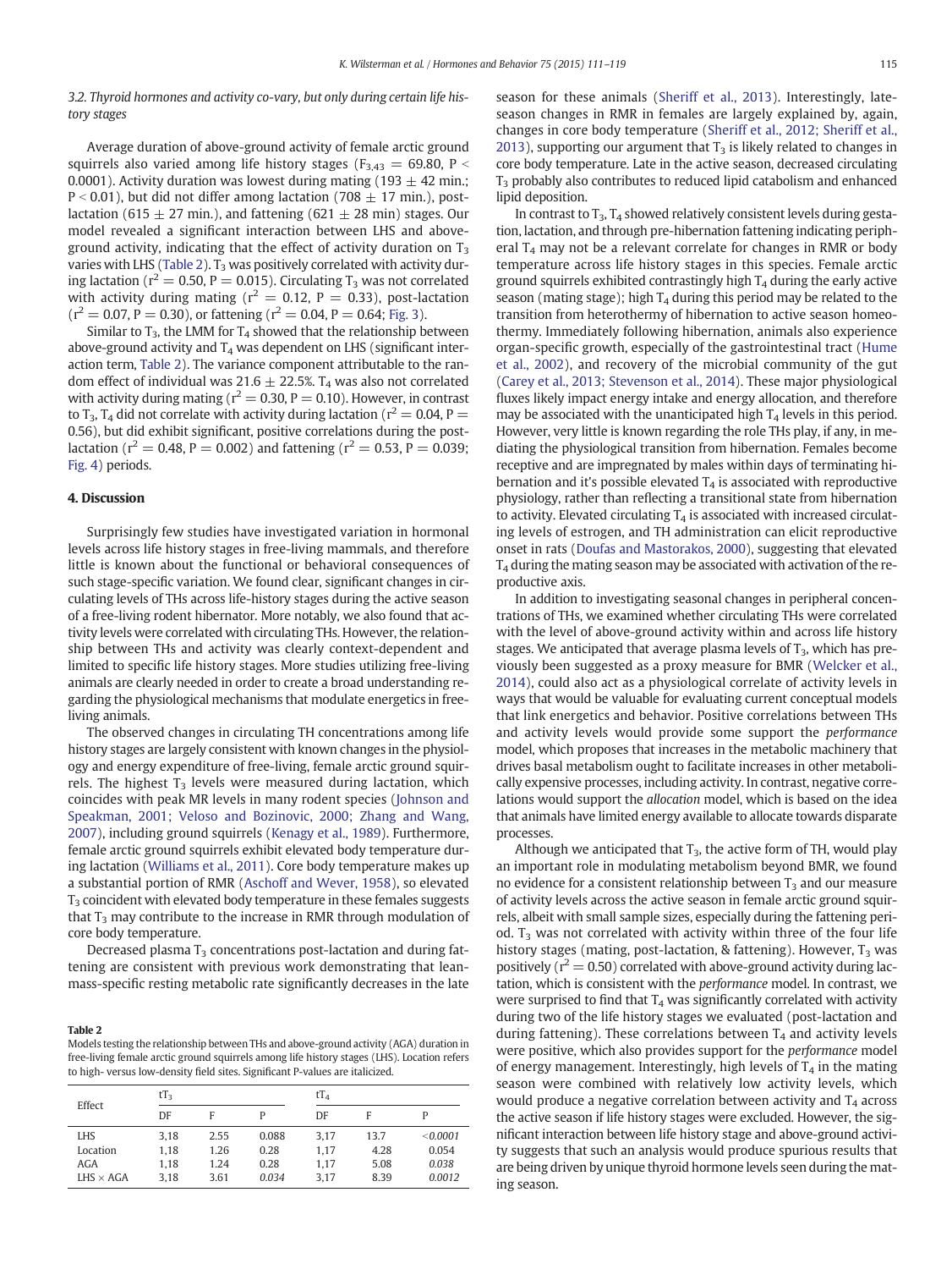### 3.2. Thyroid hormones and activity co-vary, but only during certain life history stages

Average duration of above-ground activity of female arctic ground squirrels also varied among life history stages ($F_{3,43} = 69.80$, $P < 0.0001$). Activity duration was lowest during mating (193 ± 42 min.; $P < 0.01$), but did not differ among lactation (708 ± 17 min.), post-lactation (615 ± 27 min.), and fattening (621 ± 28 min) stages. Our model revealed a significant interaction between LHS and above-ground activity, indicating that the effect of activity duration on $T_3$ varies with LHS (Table 2). $T_3$ was positively correlated with activity during lactation ($r^2 = 0.50$, $P = 0.015$). Circulating $T_3$ was not correlated with activity during mating ($r^2 = 0.12$, $P = 0.33$), post-lactation ($r^2 = 0.07$, $P = 0.30$), or fattening ($r^2 = 0.04$, $P = 0.64$; Fig. 3).

Similar to $T_3$, the LMM for $T_4$ showed that the relationship between above-ground activity and $T_4$ was dependent on LHS (significant interaction term, Table 2). The variance component attributable to the random effect of individual was 21.6 ± 22.5%. $T_4$ was also not correlated with activity during mating ($r^2 = 0.30$, $P = 0.10$). However, in contrast to $T_3$, $T_4$ did not correlate with activity during lactation ($r^2 = 0.04$, $P = 0.56$), but did exhibit significant, positive correlations during the post-lactation ($r^2 = 0.48$, $P = 0.002$) and fattening ($r^2 = 0.53$, $P = 0.039$; Fig. 4) periods.

## 4. Discussion

Surprisingly few studies have investigated variation in hormonal levels across life history stages in free-living mammals, and therefore little is known about the functional or behavioral consequences of such stage-specific variation. We found clear, significant changes in circulating levels of THs across life-history stages during the active season of a free-living rodent hibernator. More notably, we also found that activity levels were correlated with circulating THs. However, the relationship between THs and activity was clearly context-dependent and limited to specific life history stages. More studies utilizing free-living animals are clearly needed in order to create a broad understanding regarding the physiological mechanisms that modulate energetics in free-living animals.

The observed changes in circulating TH concentrations among life history stages are largely consistent with known changes in the physiology and energy expenditure of free-living, female arctic ground squirrels. The highest $T_3$ levels were measured during lactation, which coincides with peak MR levels in many rodent species (Johnson and Speakman, 2001; Veloso and Bozinovic, 2000; Zhang and Wang, 2007), including ground squirrels (Kenagy et al., 1989). Furthermore, female arctic ground squirrels exhibit elevated body temperature during lactation (Williams et al., 2011). Core body temperature makes up a substantial portion of RMR (Aschoff and Wever, 1958), so elevated $T_3$ coincident with elevated body temperature in these females suggests that $T_3$ may contribute to the increase in RMR through modulation of core body temperature.

Decreased plasma $T_3$ concentrations post-lactation and during fattening are consistent with previous work demonstrating that lean-mass-specific resting metabolic rate significantly decreases in the late season for these animals (Sheriff et al., 2013). Interestingly, late-season changes in RMR in females are largely explained by, again, changes in core body temperature (Sheriff et al., 2012; Sheriff et al., 2013), supporting our argument that $T_3$ is likely related to changes in core body temperature. Late in the active season, decreased circulating $T_3$ probably also contributes to reduced lipid catabolism and enhanced lipid deposition.

In contrast to $T_3$, $T_4$ showed relatively consistent levels during gestation, lactation, and through pre-hibernation fattening indicating peripheral $T_4$ may not be a relevant correlate for changes in RMR or body temperature across life history stages in this species. Female arctic ground squirrels exhibited contrastingly high $T_4$ during the early active season (mating stage); high $T_4$ during this period may be related to the transition from heterothermy of hibernation to active season homeothermy. Immediately following hibernation, animals also experience organ-specific growth, especially of the gastrointestinal tract (Hume et al., 2002), and recovery of the microbial community of the gut (Carey et al., 2013; Stevenson et al., 2014). These major physiological fluxes likely impact energy intake and energy allocation, and therefore may be associated with the unanticipated high $T_4$ levels in this period. However, very little is known regarding the role THs play, if any, in mediating the physiological transition from hibernation. Females become receptive and are impregnated by males within days of terminating hibernation and it's possible elevated $T_4$ is associated with reproductive physiology, rather than reflecting a transitional state from hibernation to activity. Elevated circulating $T_4$ is associated with increased circulating levels of estrogen, and TH administration can elicit reproductive onset in rats (Doufas and Mastorakos, 2000), suggesting that elevated $T_4$ during the mating season may be associated with activation of the reproductive axis.

In addition to investigating seasonal changes in peripheral concentrations of THs, we examined whether circulating THs were correlated with the level of above-ground activity within and across life history stages. We anticipated that average plasma levels of $T_3$, which has previously been suggested as a proxy measure for BMR (Welcker et al., 2014), could also act as a physiological correlate of activity levels in ways that would be valuable for evaluating current conceptual models that link energetics and behavior. Positive correlations between THs and activity levels would provide some support the *performance* model, which proposes that increases in the metabolic machinery that drives basal metabolism ought to facilitate increases in other metabolically expensive processes, including activity. In contrast, negative correlations would support the *allocation* model, which is based on the idea that animals have limited energy available to allocate towards disparate processes.

Although we anticipated that $T_3$, the active form of TH, would play an important role in modulating metabolism beyond BMR, we found no evidence for a consistent relationship between $T_3$ and our measure of activity levels across the active season in female arctic ground squirrels, albeit with small sample sizes, especially during the fattening period. $T_3$ was not correlated with activity within three of the four life history stages (mating, post-lactation, & fattening). However, $T_3$ was positively ($r^2 = 0.50$) correlated with above-ground activity during lactation, which is consistent with the *performance* model. In contrast, we were surprised to find that $T_4$ was significantly correlated with activity during two of the life history stages we evaluated (post-lactation and during fattening). These correlations between $T_4$ and activity levels were positive, which also provides support for the *performance* model of energy management. Interestingly, high levels of $T_4$ in the mating season were combined with relatively low activity levels, which would produce a negative correlation between activity and $T_4$ across the active season if life history stages were excluded. However, the significant interaction between life history stage and above-ground activity suggests that such an analysis would produce spurious results that are being driven by unique thyroid hormone levels seen during the mating season.

**Table 2**
Models testing the relationship between THs and above-ground activity (AGA) duration in free-living female arctic ground squirrels among life history stages (LHS). Location refers to high- versus low-density field sites. Significant P-values are italicized.

| Effect | $tT_3$ | | | $tT_4$ | | |
|---|---|---|---|---|---|---|
| | DF | F | P | DF | F | P |
| LHS | 3,18 | 2.55 | 0.088 | 3,17 | 13.7 | *<0.0001* |
| Location | 1,18 | 1.26 | 0.28 | 1,17 | 4.28 | 0.054 |
| AGA | 1,18 | 1.24 | 0.28 | 1,17 | 5.08 | *0.038* |
| LHS × AGA | 3,18 | 3.61 | *0.034* | 3,17 | 8.39 | *0.0012* |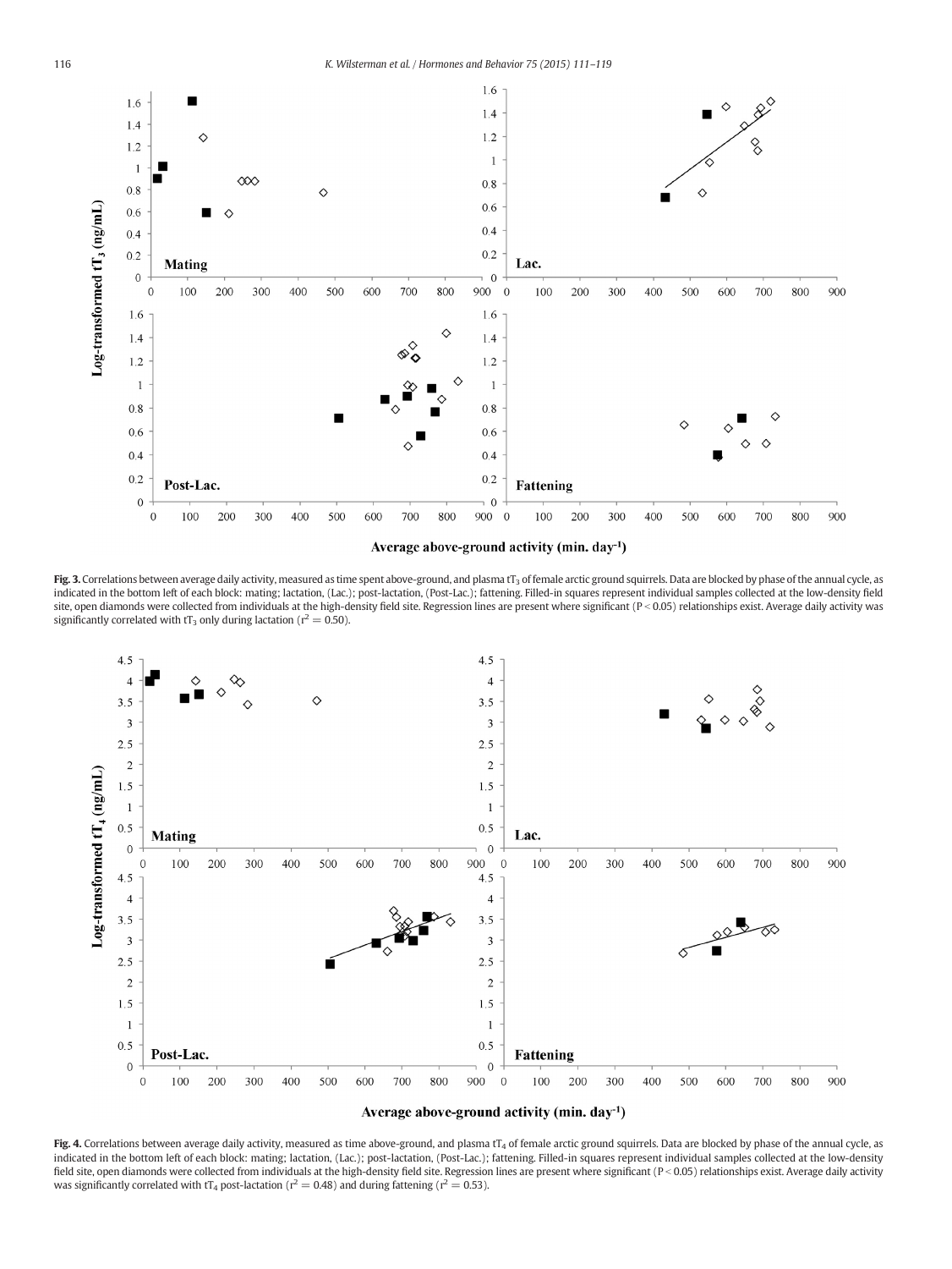**Fig. 3.** Correlations between average daily activity, measured as time spent above-ground, and plasma $tT_3$ of female arctic ground squirrels. Data are blocked by phase of the annual cycle, as indicated in the bottom left of each block: mating; lactation, (Lac.); post-lactation, (Post-Lac.); fattening. Filled-in squares represent individual samples collected at the low-density field site, open diamonds were collected from individuals at the high-density field site. Regression lines are present where significant ($P < 0.05$) relationships exist. Average daily activity was significantly correlated with $tT_3$ only during lactation ($r^2 = 0.50$).

**Fig. 4.** Correlations between average daily activity, measured as time above-ground, and plasma $tT_4$ of female arctic ground squirrels. Data are blocked by phase of the annual cycle, as indicated in the bottom left of each block: mating; lactation, (Lac.); post-lactation, (Post-Lac.); fattening. Filled-in squares represent individual samples collected at the low-density field site, open diamonds were collected from individuals at the high-density field site. Regression lines are present where significant ($P < 0.05$) relationships exist. Average daily activity was significantly correlated with $tT_4$ post-lactation ($r^2 = 0.48$) and during fattening ($r^2 = 0.53$).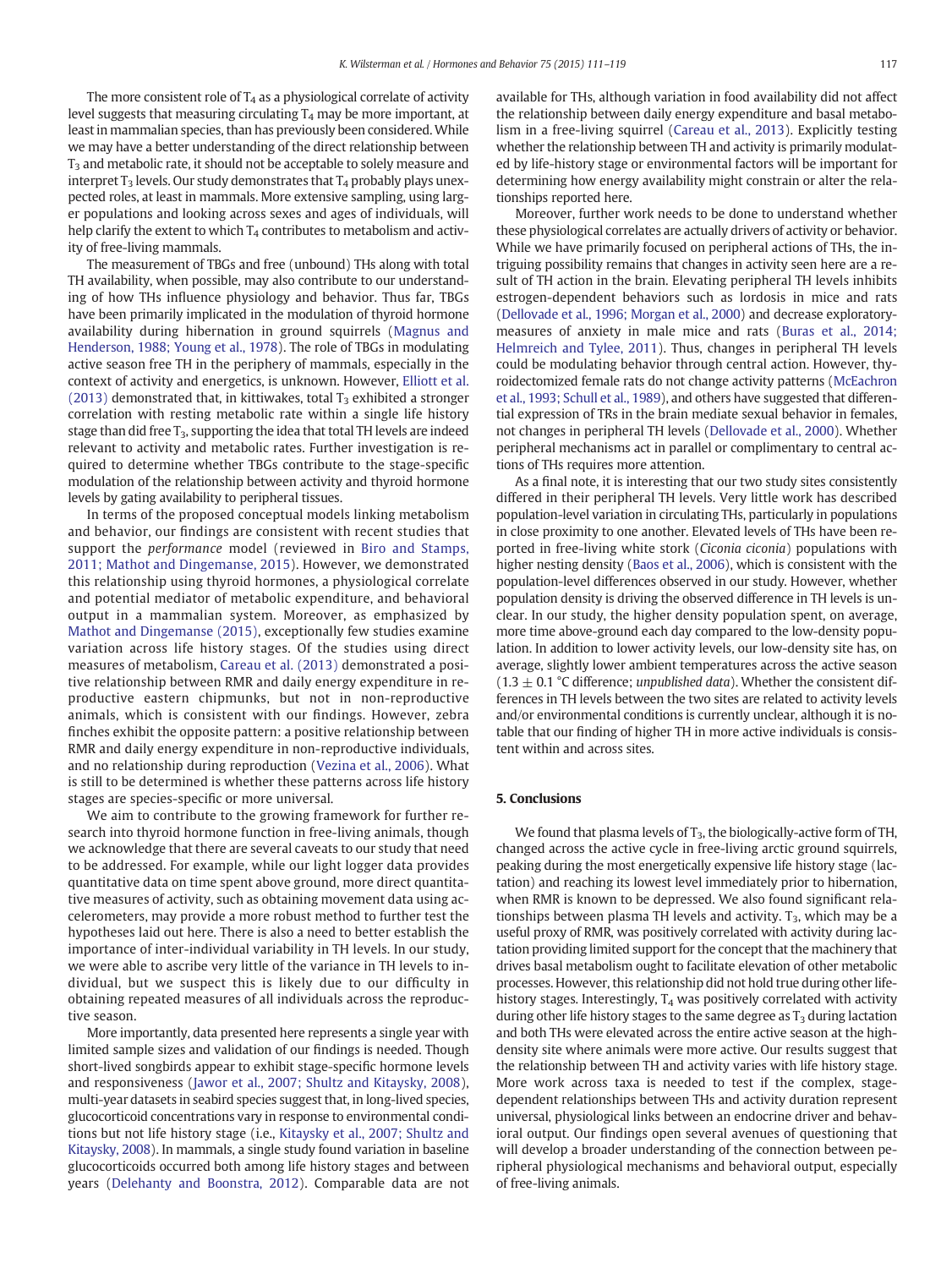The more consistent role of $T_4$ as a physiological correlate of activity level suggests that measuring circulating $T_4$ may be more important, at least in mammalian species, than has previously been considered. While we may have a better understanding of the direct relationship between $T_3$ and metabolic rate, it should not be acceptable to solely measure and interpret $T_3$ levels. Our study demonstrates that $T_4$ probably plays unexpected roles, at least in mammals. More extensive sampling, using larger populations and looking across sexes and ages of individuals, will help clarify the extent to which $T_4$ contributes to metabolism and activity of free-living mammals.

The measurement of TBGs and free (unbound) THs along with total TH availability, when possible, may also contribute to our understanding of how THs influence physiology and behavior. Thus far, TBGs have been primarily implicated in the modulation of thyroid hormone availability during hibernation in ground squirrels (Magnus and Henderson, 1988; Young et al., 1978). The role of TBGs in modulating active season free TH in the periphery of mammals, especially in the context of activity and energetics, is unknown. However, Elliott et al. (2013) demonstrated that, in kittiwakes, total $T_3$ exhibited a stronger correlation with resting metabolic rate within a single life history stage than did free $T_3$, supporting the idea that total TH levels are indeed relevant to activity and metabolic rates. Further investigation is required to determine whether TBGs contribute to the stage-specific modulation of the relationship between activity and thyroid hormone levels by gating availability to peripheral tissues.

In terms of the proposed conceptual models linking metabolism and behavior, our findings are consistent with recent studies that support the *performance* model (reviewed in Biro and Stamps, 2011; Mathot and Dingemanse, 2015). However, we demonstrated this relationship using thyroid hormones, a physiological correlate and potential mediator of metabolic expenditure, and behavioral output in a mammalian system. Moreover, as emphasized by Mathot and Dingemanse (2015), exceptionally few studies examine variation across life history stages. Of the studies using direct measures of metabolism, Careau et al. (2013) demonstrated a positive relationship between RMR and daily energy expenditure in reproductive eastern chipmunks, but not in non-reproductive animals, which is consistent with our findings. However, zebra finches exhibit the opposite pattern: a positive relationship between RMR and daily energy expenditure in non-reproductive individuals, and no relationship during reproduction (Vezina et al., 2006). What is still to be determined is whether these patterns across life history stages are species-specific or more universal.

We aim to contribute to the growing framework for further research into thyroid hormone function in free-living animals, though we acknowledge that there are several caveats to our study that need to be addressed. For example, while our light logger data provides quantitative data on time spent above ground, more direct quantitative measures of activity, such as obtaining movement data using accelerometers, may provide a more robust method to further test the hypotheses laid out here. There is also a need to better establish the importance of inter-individual variability in TH levels. In our study, we were able to ascribe very little of the variance in TH levels to individual, but we suspect this is likely due to our difficulty in obtaining repeated measures of all individuals across the reproductive season.

More importantly, data presented here represents a single year with limited sample sizes and validation of our findings is needed. Though short-lived songbirds appear to exhibit stage-specific hormone levels and responsiveness (Jawor et al., 2007; Shultz and Kitaysky, 2008), multi-year datasets in seabird species suggest that, in long-lived species, glucocorticoid concentrations vary in response to environmental conditions but not life history stage (i.e., Kitaysky et al., 2007; Shultz and Kitaysky, 2008). In mammals, a single study found variation in baseline glucocorticoids occurred both among life history stages and between years (Delehanty and Boonstra, 2012). Comparable data are not available for THs, although variation in food availability did not affect the relationship between daily energy expenditure and basal metabolism in a free-living squirrel (Careau et al., 2013). Explicitly testing whether the relationship between TH and activity is primarily modulated by life-history stage or environmental factors will be important for determining how energy availability might constrain or alter the relationships reported here.

Moreover, further work needs to be done to understand whether these physiological correlates are actually drivers of activity or behavior. While we have primarily focused on peripheral actions of THs, the intriguing possibility remains that changes in activity seen here are a result of TH action in the brain. Elevating peripheral TH levels inhibits estrogen-dependent behaviors such as lordosis in mice and rats (Dellovade et al., 1996; Morgan et al., 2000) and decrease exploratory-measures of anxiety in male mice and rats (Buras et al., 2014; Helmreich and Tylee, 2011). Thus, changes in peripheral TH levels could be modulating behavior through central action. However, thyroidectomized female rats do not change activity patterns (McEachron et al., 1993; Schull et al., 1989), and others have suggested that differential expression of TRs in the brain mediate sexual behavior in females, not changes in peripheral TH levels (Dellovade et al., 2000). Whether peripheral mechanisms act in parallel or complimentary to central actions of THs requires more attention.

As a final note, it is interesting that our two study sites consistently differed in their peripheral TH levels. Very little work has described population-level variation in circulating THs, particularly in populations in close proximity to one another. Elevated levels of THs have been reported in free-living white stork (*Ciconia ciconia*) populations with higher nesting density (Baos et al., 2006), which is consistent with the population-level differences observed in our study. However, whether population density is driving the observed difference in TH levels is unclear. In our study, the higher density population spent, on average, more time above-ground each day compared to the low-density population. In addition to lower activity levels, our low-density site has, on average, slightly lower ambient temperatures across the active season ($1.3 \pm 0.1$ °C difference; *unpublished data*). Whether the consistent differences in TH levels between the two sites are related to activity levels and/or environmental conditions is currently unclear, although it is notable that our finding of higher TH in more active individuals is consistent within and across sites.

## 5. Conclusions

We found that plasma levels of $T_3$, the biologically-active form of TH, changed across the active cycle in free-living arctic ground squirrels, peaking during the most energetically expensive life history stage (lactation) and reaching its lowest level immediately prior to hibernation, when RMR is known to be depressed. We also found significant relationships between plasma TH levels and activity. $T_3$, which may be a useful proxy of RMR, was positively correlated with activity during lactation providing limited support for the concept that the machinery that drives basal metabolism ought to facilitate elevation of other metabolic processes. However, this relationship did not hold true during other life-history stages. Interestingly, $T_4$ was positively correlated with activity during other life history stages to the same degree as $T_3$ during lactation and both THs were elevated across the entire active season at the high-density site where animals were more active. Our results suggest that the relationship between TH and activity varies with life history stage. More work across taxa is needed to test if the complex, stage-dependent relationships between THs and activity duration represent universal, physiological links between an endocrine driver and behavioral output. Our findings open several avenues of questioning that will develop a broader understanding of the connection between peripheral physiological mechanisms and behavioral output, especially of free-living animals.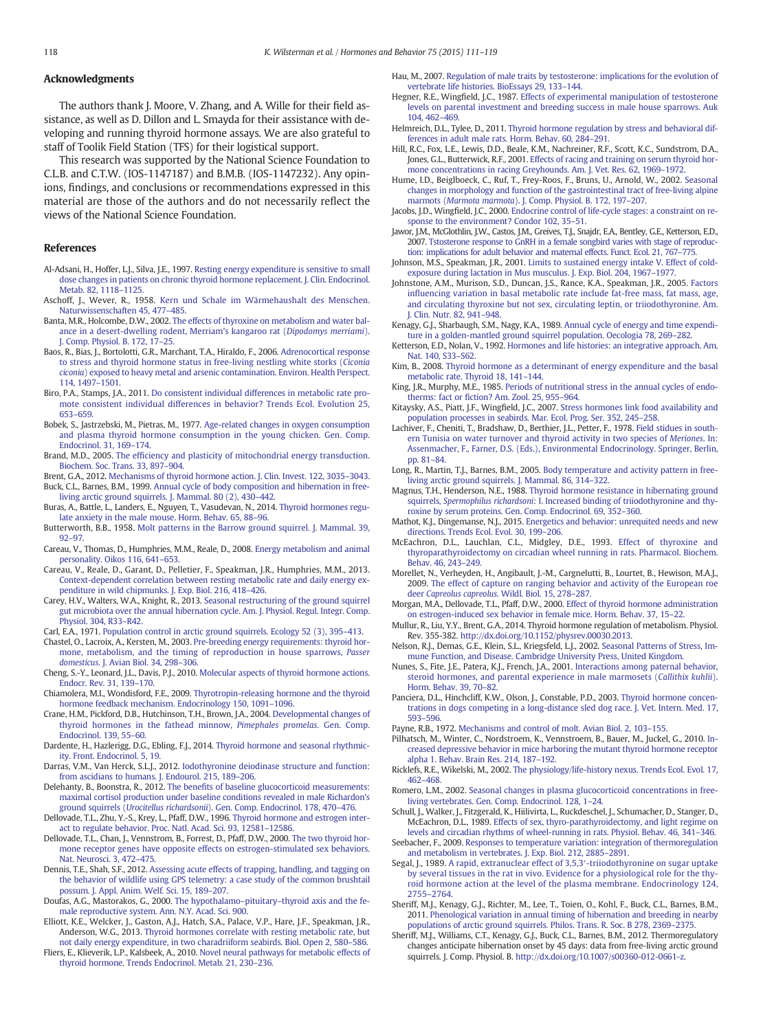## Acknowledgments

The authors thank J. Moore, V. Zhang, and A. Wille for their field assistance, as well as D. Dillon and L. Smayda for their assistance with developing and running thyroid hormone assays. We are also grateful to staff of Toolik Field Station (TFS) for their logistical support.

This research was supported by the National Science Foundation to C.L.B. and C.T.W. (IOS-1147187) and B.M.B. (IOS-1147232). Any opinions, findings, and conclusions or recommendations expressed in this material are those of the authors and do not necessarily reflect the views of the National Science Foundation.

## References

Al-Adsani, H., Hoffer, L.J., Silva, J.E., 1997. Resting energy expenditure is sensitive to small dose changes in patients on chronic thyroid hormone replacement. J. Clin. Endocrinol. Metab. 82, 1118–1125.

Aschoff, J., Wever, R., 1958. Kern und Schale im Wärmehaushalt des Menschen. Naturwissenschaften 45, 477–485.

Banta, M.R., Holcombe, D.W., 2002. The effects of thyroxine on metabolism and water balance in a desert-dwelling rodent, Merriam's kangaroo rat (*Dipodomys merriami*). J. Comp. Physiol. B. 172, 17–25.

Baos, R., Bias, J., Bortolotti, G.R., Marchant, T.A., Hiraldo, F., 2006. Adrenocortical response to stress and thyroid hormone status in free-living nestling white storks (*Ciconia ciconia*) exposed to heavy metal and arsenic contamination. Environ. Health Perspect. 114, 1497–1501.

Biro, P.A., Stamps, J.A., 2011. Do consistent individual differences in metabolic rate promote consistent individual differences in behavior? Trends Ecol. Evolution 25, 653–659.

Bobek, S., Jastrzebski, M., Pietras, M., 1977. Age-related changes in oxygen consumption and plasma thyroid hormone consumption in the young chicken. Gen. Comp. Endocrinol. 31, 169–174.

Brand, M.D., 2005. The efficiency and plasticity of mitochondrial energy transduction. Biochem. Soc. Trans. 33, 897–904.

Brent, G.A., 2012. Mechanisms of thyroid hormone action. J. Clin. Invest. 122, 3035–3043.

Buck, C.L., Barnes, B.M., 1999. Annual cycle of body composition and hibernation in free-living arctic ground squirrels. J. Mammal. 80 (2), 430–442.

Buras, A., Battle, L., Landers, E., Nguyen, T., Vasudevan, N., 2014. Thyroid hormones regulate anxiety in the male mouse. Horm. Behav. 65, 88–96.

Butterworth, B.B., 1958. Molt patterns in the Barrow ground squirrel. J. Mammal. 39, 92–97.

Careau, V., Thomas, D., Humphries, M.M., Reale, D., 2008. Energy metabolism and animal personality. Oikos 116, 641–653.

Careau, V., Reale, D., Garant, D., Pelletier, F., Speakman, J.R., Humphries, M.M., 2013. Context-dependent correlation between resting metabolic rate and daily energy expenditure in wild chipmunks. J. Exp. Biol. 216, 418–426.

Carey, H.V., Walters, W.A., Knight, R., 2013. Seasonal restructuring of the ground squirrel gut microbiota over the annual hibernation cycle. Am. J. Physiol. Regul. Integr. Comp. Physiol. 304, R33–R42.

Carl, E.A., 1971. Population control in arctic ground squirrels. Ecology 52 (3), 395–413.

Chastel, O., Lacroix, A., Kersten, M., 2003. Pre-breeding energy requirements: thyroid hormone, metabolism, and the timing of reproduction in house sparrows, *Passer domesticus*. J. Avian Biol. 34, 298–306.

Cheng, S.-Y., Leonard, J.L., Davis, P.J., 2010. Molecular aspects of thyroid hormone actions. Endocr. Rev. 31, 139–170.

Chiamolera, M.I., Wondisford, F.E., 2009. Thyrotropin-releasing hormone and the thyroid hormone feedback mechanism. Endocrinology 150, 1091–1096.

Crane, H.M., Pickford, D.B., Hutchinson, T.H., Brown, J.A., 2004. Developmental changes of thyroid hormones in the fathead minnow, *Pimephales promelas*. Gen. Comp. Endocrinol. 139, 55–60.

Dardente, H., Hazlerigg, D.G., Ebling, F.J., 2014. Thyroid hormone and seasonal rhythmicity. Front. Endocrinol. 5, 19.

Darras, V.M., Van Herck, S.L.J., 2012. Iodothyronine deiodinase structure and function: from ascidians to humans. J. Endourol. 215, 189–206.

Delehanty, B., Boonstra, R., 2012. The benefits of baseline glucocorticoid measurements: maximal cortisol production under baseline conditions revealed in male Richardson's ground squirrels (*Urocitellus richardsonii*). Gen. Comp. Endocrinol. 178, 470–476.

Dellovade, T.L., Zhu, Y.-S., Krey, L., Pfaff, D.W., 1996. Thyroid hormone and estrogen interact to regulate behavior. Proc. Natl. Acad. Sci. 93, 12581–12586.

Dellovade, T.L., Chan, J., Vennstrom, B., Forrest, D., Pfaff, D.W., 2000. The two thyroid hormone receptor genes have opposite effects on estrogen-stimulated sex behaviors. Nat. Neurosci. 3, 472–475.

Dennis, T.E., Shah, S.F., 2012. Assessing acute effects of trapping, handling, and tagging on the behavior of wildlife using GPS telemetry: a case study of the common brushtail possum. J. Appl. Anim. Welf. Sci. 15, 189–207.

Doufas, A.G., Mastorakos, G., 2000. The hypothalamo–pituitary–thyroid axis and the female reproductive system. Ann. N.Y. Acad. Sci. 900.

Elliott, K.E., Welcker, J., Gaston, A.J., Hatch, S.A., Palace, V.P., Hare, J.F., Speakman, J.R., Anderson, W.G., 2013. Thyroid hormones correlate with resting metabolic rate, but not daily energy expenditure, in two charadriiform seabirds. Biol. Open 2, 580–586.

Fliers, E., Klieverik, L.P., Kalsbeek, A., 2010. Novel neural pathways for metabolic effects of thyroid hormone. Trends Endocrinol. Metab. 21, 230–236.

Hau, M., 2007. Regulation of male traits by testosterone: implications for the evolution of vertebrate life histories. BioEssays 29, 133–144.

Hegner, R.E., Wingfield, J.C., 1987. Effects of experimental manipulation of testosterone levels on parental investment and breeding success in male house sparrows. Auk 104, 462–469.

Helmreich, D.L., Tylee, D., 2011. Thyroid hormone regulation by stress and behavioral differences in adult male rats. Horm. Behav. 60, 284–291.

Hill, R.C., Fox, L.E., Lewis, D.D., Beale, K.M., Nachreiner, R.F., Scott, K.C., Sundstrom, D.A., Jones, G.L., Butterwick, R.F., 2001. Effects of racing and training on serum thyroid hormone concentrations in racing Greyhounds. Am. J. Vet. Res. 62, 1969–1972.

Hume, I.D., Beiglboeck, C., Ruf, T., Frey-Roos, F., Bruns, U., Arnold, W., 2002. Seasonal changes in morphology and function of the gastrointestinal tract of free-living alpine marmots (*Marmota marmota*). J. Comp. Physiol. B. 172, 197–207.

Jacobs, J.D., Wingfield, J.C., 2000. Endocrine control of life-cycle stages: a constraint on response to the environment? Condor 102, 35–51.

Jawor, J.M., McGlothlin, J.W., Castos, J.M., Greives, T.J., Snajdr, E.A., Bentley, G.E., Ketterson, E.D., 2007. Tstosterone response to GnRH in a female songbird varies with stage of reproduction: implications for adult behavior and maternal effects. Funct. Ecol. 21, 767–775.

Johnson, M.S., Speakman, J.R., 2001. Limits to sustained energy intake V. Effect of cold-exposure during lactation in Mus musculus. J. Exp. Biol. 204, 1967–1977.

Johnstone, A.M., Murison, S.D., Duncan, J.S., Rance, K.A., Speakman, J.R., 2005. Factors influencing variation in basal metabolic rate include fat-free mass, fat mass, age, and circulating thyroxine but not sex, circulating leptin, or triiodothyronine. Am. J. Clin. Nutr. 82, 941–948.

Kenagy, G.J., Sharbaugh, S.M., Nagy, K.A., 1989. Annual cycle of energy and time expenditure in a golden-mantled ground squirrel population. Oecologia 78, 269–282.

Ketterson, E.D., Nolan, V., 1992. Hormones and life histories: an integrative approach. Am. Nat. 140, S33–S62.

Kim, B., 2008. Thyroid hormone as a determinant of energy expenditure and the basal metabolic rate. Thyroid 18, 141–144.

King, J.R., Murphy, M.E., 1985. Periods of nutritional stress in the annual cycles of endotherms: fact or fiction? Am. Zool. 25, 955–964.

Kitaysky, A.S., Piatt, J.F., Wingfield, J.C., 2007. Stress hormones link food availability and population processes in seabirds. Mar. Ecol. Prog. Ser. 352, 245–258.

Lachiver, F., Cheniti, T., Bradshaw, D., Berthier, J.L., Petter, F., 1978. Field studies in southern Tunisia on water turnover and thyroid activity in two species of *Meriones*. In: Assenmacher, F., Farner, D.S. (Eds.), Environmental Endocrinology. Springer, Berlin, pp. 81–84.

Long, R., Martin, T.J., Barnes, B.M., 2005. Body temperature and activity pattern in free-living arctic ground squirrels. J. Mammal. 86, 314–322.

Magnus, T.H., Henderson, N.E., 1988. Thyroid hormone resistance in hibernating ground squirrels, *Spermophilus richardsoni*: I. Increased binding of triiodothyronine and thyroxine by serum proteins. Gen. Comp. Endocrinol. 69, 352–360.

Mathot, K.J., Dingemanse, N.J., 2015. Energetics and behavior: unrequited needs and new directions. Trends Ecol. Evol. 30, 199–206.

McEachron, D.L., Lauchlan, C.L., Midgley, D.E., 1993. Effect of thyroxine and thyroparathyroidectomy on circadian wheel running in rats. Pharmacol. Biochem. Behav. 46, 243–249.

Morellet, N., Verheyden, H., Angibault, J.-M., Cargnelutti, B., Lourtet, B., Hewison, M.A.J., 2009. The effect of capture on ranging behavior and activity of the European roe deer *Capreolus capreolus*. Wildl. Biol. 15, 278–287.

Morgan, M.A., Dellovade, T.L., Pfaff, D.W., 2000. Effect of thyroid hormone administration on estrogen-induced sex behavior in female mice. Horm. Behav. 37, 15–22.

Mullur, R., Liu, Y.Y., Brent, G.A., 2014. Thyroid hormone regulation of metabolism. Physiol. Rev. 355-382. http://dx.doi.org/10.1152/physrev.00030.2013.

Nelson, R.J., Demas, G.E., Klein, S.L., Kriegsfeld, L.J., 2002. Seasonal Patterns of Stress, Immune Function, and Disease. Cambridge University Press, United Kingdom.

Nunes, S., Fite, J.E., Patera, K.J., French, J.A., 2001. Interactions among paternal behavior, steroid hormones, and parental experience in male marmosets (*Callithix kuhlii*). Horm. Behav. 39, 70–82.

Panciera, D.L., Hinchcliff, K.W., Olson, J., Constable, P.D., 2003. Thyroid hormone concentrations in dogs competing in a long-distance sled dog race. J. Vet. Intern. Med. 17, 593–596.

Payne, R.B., 1972. Mechanisms and control of molt. Avian Biol. 2, 103–155.

Pilhatsch, M., Winter, C., Nordstroem, K., Vennstroem, B., Bauer, M., Juckel, G., 2010. Increased depressive behavior in mice harboring the mutant thyroid hormone receptor alpha 1. Behav. Brain Res. 214, 187–192.

Ricklefs, R.E., Wikelski, M., 2002. The physiology/life-history nexus. Trends Ecol. Evol. 17, 462–468.

Romero, L.M., 2002. Seasonal changes in plasma glucocorticoid concentrations in free-living vertebrates. Gen. Comp. Endocrinol. 128, 1–24.

Schull, J., Walker, J., Fitzgerald, K., Hiilivirta, L., Ruckdeschel, J., Schumacher, D., Stanger, D., McEachron, D.L., 1989. Effects of sex, thyro-parathyroidectomy, and light regime on levels and circadian rhythms of wheel-running in rats. Physiol. Behav. 46, 341–346.

Seebacher, F., 2009. Responses to temperature variation: integration of thermoregulation and metabolism in vertebrates. J. Exp. Biol. 212, 2885–2891.

Segal, J., 1989. A rapid, extranuclear effect of 3,5,3′-triiodothyronine on sugar uptake by several tissues in the rat in vivo. Evidence for a physiological role for the thyroid hormone action at the level of the plasma membrane. Endocrinology 124, 2755–2764.

Sheriff, M.J., Kenagy, G.J., Richter, M., Lee, T., Toien, O., Kohl, F., Buck, C.L., Barnes, B.M., 2011. Phenological variation in annual timing of hibernation and breeding in nearby populations of arctic ground squirrels. Philos. Trans. R. Soc. B 278, 2369–2375.

Sheriff, M.J., Williams, C.T., Kenagy, G.J., Buck, C.L., Barnes, B.M., 2012. Thermoregulatory changes anticipate hibernation onset by 45 days: data from free-living arctic ground squirrels. J. Comp. Physiol. B. http://dx.doi.org/10.1007/s00360-012-0661-z.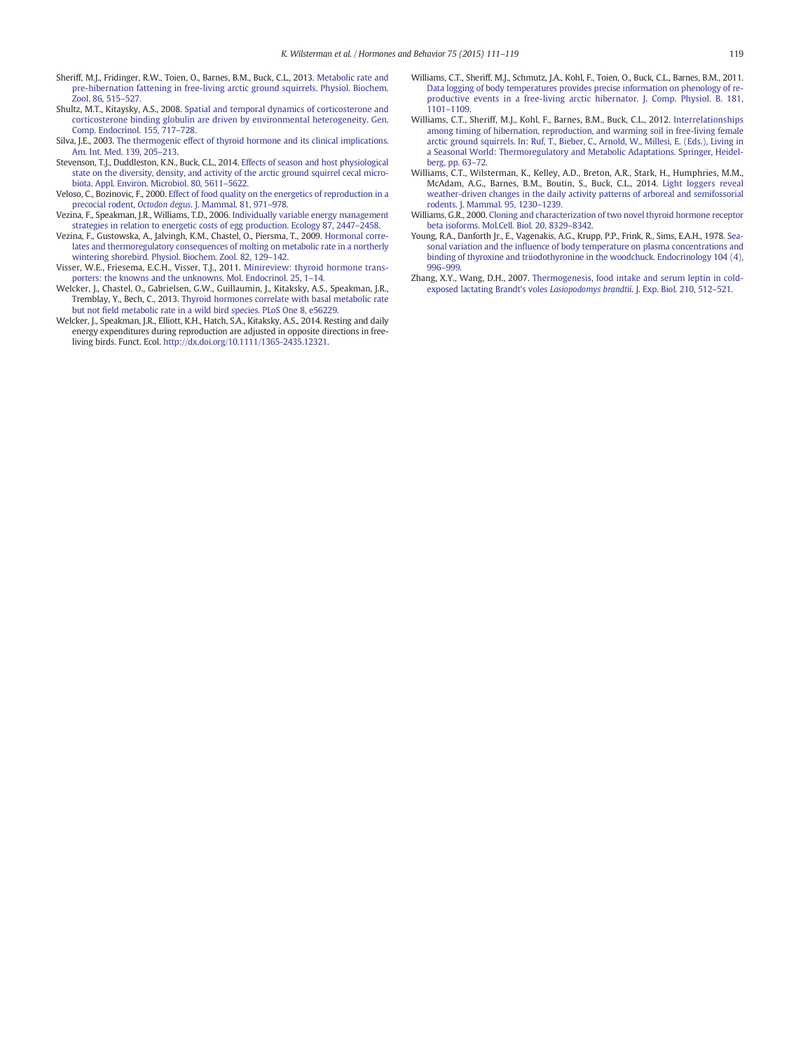Sheriff, M.J., Fridinger, R.W., Toien, O., Barnes, B.M., Buck, C.L., 2013. Metabolic rate and pre-hibernation fattening in free-living arctic ground squirrels. Physiol. Biochem. Zool. 86, 515–527.

Shultz, M.T., Kitaysky, A.S., 2008. Spatial and temporal dynamics of corticosterone and corticosterone binding globulin are driven by environmental heterogeneity. Gen. Comp. Endocrinol. 155, 717–728.

Silva, J.E., 2003. The thermogenic effect of thyroid hormone and its clinical implications. Am. Int. Med. 139, 205–213.

Stevenson, T.J., Duddleston, K.N., Buck, C.L., 2014. Effects of season and host physiological state on the diversity, density, and activity of the arctic ground squirrel cecal microbiota. Appl. Environ. Microbiol. 80, 5611–5622.

Veloso, C., Bozinovic, F., 2000. Effect of food quality on the energetics of reproduction in a precocial rodent, *Octodon degus*. J. Mammal. 81, 971–978.

Vezina, F., Speakman, J.R., Williams, T.D., 2006. Individually variable energy management strategies in relation to energetic costs of egg production. Ecology 87, 2447–2458.

Vezina, F., Gustowska, A., Jalvingh, K.M., Chastel, O., Piersma, T., 2009. Hormonal correlates and thermoregulatory consequences of molting on metabolic rate in a northerly wintering shorebird. Physiol. Biochem. Zool. 82, 129–142.

Visser, W.E., Friesema, E.C.H., Visser, T.J., 2011. Minireview: thyroid hormone transporters: the knowns and the unknowns. Mol. Endocrinol. 25, 1–14.

Welcker, J., Chastel, O., Gabrielsen, G.W., Guillaumin, J., Kitaksky, A.S., Speakman, J.R., Tremblay, Y., Bech, C., 2013. Thyroid hormones correlate with basal metabolic rate but not field metabolic rate in a wild bird species. PLoS One 8, e56229.

Welcker, J., Speakman, J.R., Elliott, K.H., Hatch, S.A., Kitaksky, A.S., 2014. Resting and daily energy expenditures during reproduction are adjusted in opposite directions in free-living birds. Funct. Ecol. http://dx.doi.org/10.1111/1365-2435.12321.

Williams, C.T., Sheriff, M.J., Schmutz, J.A., Kohl, F., Toien, O., Buck, C.L., Barnes, B.M., 2011. Data logging of body temperatures provides precise information on phenology of reproductive events in a free-living arctic hibernator. J. Comp. Physiol. B. 181, 1101–1109.

Williams, C.T., Sheriff, M.J., Kohl, F., Barnes, B.M., Buck, C.L., 2012. Interrelationships among timing of hibernation, reproduction, and warming soil in free-living female arctic ground squirrels. In: Ruf, T., Bieber, C., Arnold, W., Millesi, E. (Eds.), Living in a Seasonal World: Thermoregulatory and Metabolic Adaptations. Springer, Heidelberg, pp. 63–72.

Williams, C.T., Wilsterman, K., Kelley, A.D., Breton, A.R., Stark, H., Humphries, M.M., McAdam, A.G., Barnes, B.M., Boutin, S., Buck, C.L., 2014. Light loggers reveal weather-driven changes in the daily activity patterns of arboreal and semifossorial rodents. J. Mammal. 95, 1230–1239.

Williams, G.R., 2000. Cloning and characterization of two novel thyroid hormone receptor beta isoforms. Mol.Cell. Biol. 20, 8329–8342.

Young, R.A., Danforth Jr., E., Vagenakis, A.G., Krupp, P.P., Frink, R., Sims, E.A.H., 1978. Seasonal variation and the influence of body temperature on plasma concentrations and binding of thyroxine and triiodothyronine in the woodchuck. Endocrinology 104 (4), 996–999.

Zhang, X.Y., Wang, D.H., 2007. Thermogenesis, food intake and serum leptin in cold-exposed lactating Brandt's voles *Lasiopodomys brandtii*. J. Exp. Biol. 210, 512–521.